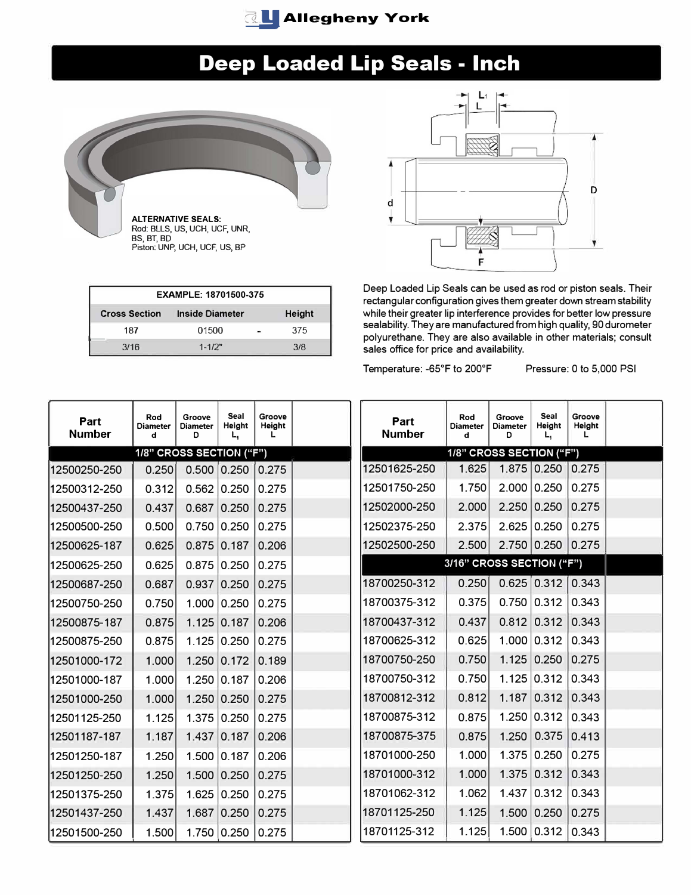Allegheny York

# Deep Loaded Lip Seals - Inch

**ALTERNATIVE SEALS:**
Rod: BLLS, US, UCH, UCF, UNR, BS, BT, BD
Piston: UNP, UCH, UCF, US, BP

| EXAMPLE: 18701500-375 | | | |
|---|---|---|---|
| Cross Section | Inside Diameter | | Height |
| 187 | 01500 | - | 375 |
| 3/16 | 1-1/2" | | 3/8 |

Deep Loaded Lip Seals can be used as rod or piston seals. Their rectangular configuration gives them greater down stream stability while their greater lip interference provides for better low pressure sealability. They are manufactured from high quality, 90 durometer polyurethane. They are also available in other materials; consult sales office for price and availability.

Temperature: -65°F to 200°F      Pressure: 0 to 5,000 PSI

| Part Number | Rod Diameter d | Groove Diameter D | Seal Height $L_1$ | Groove Height L |
|---|---|---|---|---|
| **1/8" CROSS SECTION ("F")** | | | | |
| 12500250-250 | 0.250 | 0.500 | 0.250 | 0.275 |
| 12500312-250 | 0.312 | 0.562 | 0.250 | 0.275 |
| 12500437-250 | 0.437 | 0.687 | 0.250 | 0.275 |
| 12500500-250 | 0.500 | 0.750 | 0.250 | 0.275 |
| 12500625-187 | 0.625 | 0.875 | 0.187 | 0.206 |
| 12500625-250 | 0.625 | 0.875 | 0.250 | 0.275 |
| 12500687-250 | 0.687 | 0.937 | 0.250 | 0.275 |
| 12500750-250 | 0.750 | 1.000 | 0.250 | 0.275 |
| 12500875-187 | 0.875 | 1.125 | 0.187 | 0.206 |
| 12500875-250 | 0.875 | 1.125 | 0.250 | 0.275 |
| 12501000-172 | 1.000 | 1.250 | 0.172 | 0.189 |
| 12501000-187 | 1.000 | 1.250 | 0.187 | 0.206 |
| 12501000-250 | 1.000 | 1.250 | 0.250 | 0.275 |
| 12501125-250 | 1.125 | 1.375 | 0.250 | 0.275 |
| 12501187-187 | 1.187 | 1.437 | 0.187 | 0.206 |
| 12501250-187 | 1.250 | 1.500 | 0.187 | 0.206 |
| 12501250-250 | 1.250 | 1.500 | 0.250 | 0.275 |
| 12501375-250 | 1.375 | 1.625 | 0.250 | 0.275 |
| 12501437-250 | 1.437 | 1.687 | 0.250 | 0.275 |
| 12501500-250 | 1.500 | 1.750 | 0.250 | 0.275 |

| Part Number | Rod Diameter d | Groove Diameter D | Seal Height $L_1$ | Groove Height L |
|---|---|---|---|---|
| **1/8" CROSS SECTION ("F")** | | | | |
| 12501625-250 | 1.625 | 1.875 | 0.250 | 0.275 |
| 12501750-250 | 1.750 | 2.000 | 0.250 | 0.275 |
| 12502000-250 | 2.000 | 2.250 | 0.250 | 0.275 |
| 12502375-250 | 2.375 | 2.625 | 0.250 | 0.275 |
| 12502500-250 | 2.500 | 2.750 | 0.250 | 0.275 |
| **3/16" CROSS SECTION ("F")** | | | | |
| 18700250-312 | 0.250 | 0.625 | 0.312 | 0.343 |
| 18700375-312 | 0.375 | 0.750 | 0.312 | 0.343 |
| 18700437-312 | 0.437 | 0.812 | 0.312 | 0.343 |
| 18700625-312 | 0.625 | 1.000 | 0.312 | 0.343 |
| 18700750-250 | 0.750 | 1.125 | 0.250 | 0.275 |
| 18700750-312 | 0.750 | 1.125 | 0.312 | 0.343 |
| 18700812-312 | 0.812 | 1.187 | 0.312 | 0.343 |
| 18700875-312 | 0.875 | 1.250 | 0.312 | 0.343 |
| 18700875-375 | 0.875 | 1.250 | 0.375 | 0.413 |
| 18701000-250 | 1.000 | 1.375 | 0.250 | 0.275 |
| 18701000-312 | 1.000 | 1.375 | 0.312 | 0.343 |
| 18701062-312 | 1.062 | 1.437 | 0.312 | 0.343 |
| 18701125-250 | 1.125 | 1.500 | 0.250 | 0.275 |
| 18701125-312 | 1.125 | 1.500 | 0.312 | 0.343 |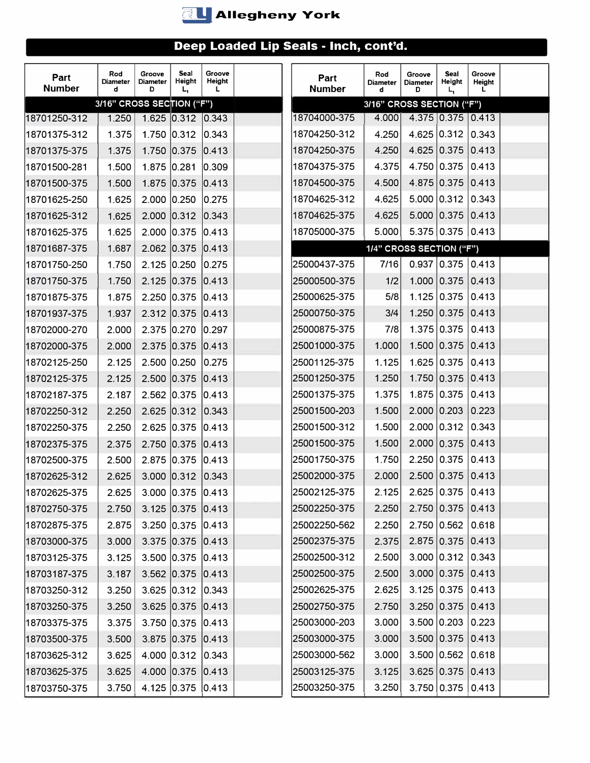# Allegheny York

## Deep Loaded Lip Seals - Inch, cont'd.

| Part Number | Rod Diameter d | Groove Diameter D | Seal Height $L_1$ | Groove Height L |
|---|---|---|---|---|
| **3/16" CROSS SECTION ("F")** | | | | |
| 18701250-312 | 1.250 | 1.625 | 0.312 | 0.343 |
| 18701375-312 | 1.375 | 1.750 | 0.312 | 0.343 |
| 18701375-375 | 1.375 | 1.750 | 0.375 | 0.413 |
| 18701500-281 | 1.500 | 1.875 | 0.281 | 0.309 |
| 18701500-375 | 1.500 | 1.875 | 0.375 | 0.413 |
| 18701625-250 | 1.625 | 2.000 | 0.250 | 0.275 |
| 18701625-312 | 1.625 | 2.000 | 0.312 | 0.343 |
| 18701625-375 | 1.625 | 2.000 | 0.375 | 0.413 |
| 18701687-375 | 1.687 | 2.062 | 0.375 | 0.413 |
| 18701750-250 | 1.750 | 2.125 | 0.250 | 0.275 |
| 18701750-375 | 1.750 | 2.125 | 0.375 | 0.413 |
| 18701875-375 | 1.875 | 2.250 | 0.375 | 0.413 |
| 18701937-375 | 1.937 | 2.312 | 0.375 | 0.413 |
| 18702000-270 | 2.000 | 2.375 | 0.270 | 0.297 |
| 18702000-375 | 2.000 | 2.375 | 0.375 | 0.413 |
| 18702125-250 | 2.125 | 2.500 | 0.250 | 0.275 |
| 18702125-375 | 2.125 | 2.500 | 0.375 | 0.413 |
| 18702187-375 | 2.187 | 2.562 | 0.375 | 0.413 |
| 18702250-312 | 2.250 | 2.625 | 0.312 | 0.343 |
| 18702250-375 | 2.250 | 2.625 | 0.375 | 0.413 |
| 18702375-375 | 2.375 | 2.750 | 0.375 | 0.413 |
| 18702500-375 | 2.500 | 2.875 | 0.375 | 0.413 |
| 18702625-312 | 2.625 | 3.000 | 0.312 | 0.343 |
| 18702625-375 | 2.625 | 3.000 | 0.375 | 0.413 |
| 18702750-375 | 2.750 | 3.125 | 0.375 | 0.413 |
| 18702875-375 | 2.875 | 3.250 | 0.375 | 0.413 |
| 18703000-375 | 3.000 | 3.375 | 0.375 | 0.413 |
| 18703125-375 | 3.125 | 3.500 | 0.375 | 0.413 |
| 18703187-375 | 3.187 | 3.562 | 0.375 | 0.413 |
| 18703250-312 | 3.250 | 3.625 | 0.312 | 0.343 |
| 18703250-375 | 3.250 | 3.625 | 0.375 | 0.413 |
| 18703375-375 | 3.375 | 3.750 | 0.375 | 0.413 |
| 18703500-375 | 3.500 | 3.875 | 0.375 | 0.413 |
| 18703625-312 | 3.625 | 4.000 | 0.312 | 0.343 |
| 18703625-375 | 3.625 | 4.000 | 0.375 | 0.413 |
| 18703750-375 | 3.750 | 4.125 | 0.375 | 0.413 |

| Part Number | Rod Diameter d | Groove Diameter D | Seal Height $L_1$ | Groove Height L |
|---|---|---|---|---|
| **3/16" CROSS SECTION ("F")** | | | | |
| 18704000-375 | 4.000 | 4.375 | 0.375 | 0.413 |
| 18704250-312 | 4.250 | 4.625 | 0.312 | 0.343 |
| 18704250-375 | 4.250 | 4.625 | 0.375 | 0.413 |
| 18704375-375 | 4.375 | 4.750 | 0.375 | 0.413 |
| 18704500-375 | 4.500 | 4.875 | 0.375 | 0.413 |
| 18704625-312 | 4.625 | 5.000 | 0.312 | 0.343 |
| 18704625-375 | 4.625 | 5.000 | 0.375 | 0.413 |
| 18705000-375 | 5.000 | 5.375 | 0.375 | 0.413 |
| **1/4" CROSS SECTION ("F")** | | | | |
| 25000437-375 | 7/16 | 0.937 | 0.375 | 0.413 |
| 25000500-375 | 1/2 | 1.000 | 0.375 | 0.413 |
| 25000625-375 | 5/8 | 1.125 | 0.375 | 0.413 |
| 25000750-375 | 3/4 | 1.250 | 0.375 | 0.413 |
| 25000875-375 | 7/8 | 1.375 | 0.375 | 0.413 |
| 25001000-375 | 1.000 | 1.500 | 0.375 | 0.413 |
| 25001125-375 | 1.125 | 1.625 | 0.375 | 0.413 |
| 25001250-375 | 1.250 | 1.750 | 0.375 | 0.413 |
| 25001375-375 | 1.375 | 1.875 | 0.375 | 0.413 |
| 25001500-203 | 1.500 | 2.000 | 0.203 | 0.223 |
| 25001500-312 | 1.500 | 2.000 | 0.312 | 0.343 |
| 25001500-375 | 1.500 | 2.000 | 0.375 | 0.413 |
| 25001750-375 | 1.750 | 2.250 | 0.375 | 0.413 |
| 25002000-375 | 2.000 | 2.500 | 0.375 | 0.413 |
| 25002125-375 | 2.125 | 2.625 | 0.375 | 0.413 |
| 25002250-375 | 2.250 | 2.750 | 0.375 | 0.413 |
| 25002250-562 | 2.250 | 2.750 | 0.562 | 0.618 |
| 25002375-375 | 2.375 | 2.875 | 0.375 | 0.413 |
| 25002500-312 | 2.500 | 3.000 | 0.312 | 0.343 |
| 25002500-375 | 2.500 | 3.000 | 0.375 | 0.413 |
| 25002625-375 | 2.625 | 3.125 | 0.375 | 0.413 |
| 25002750-375 | 2.750 | 3.250 | 0.375 | 0.413 |
| 25003000-203 | 3.000 | 3.500 | 0.203 | 0.223 |
| 25003000-375 | 3.000 | 3.500 | 0.375 | 0.413 |
| 25003000-562 | 3.000 | 3.500 | 0.562 | 0.618 |
| 25003125-375 | 3.125 | 3.625 | 0.375 | 0.413 |
| 25003250-375 | 3.250 | 3.750 | 0.375 | 0.413 |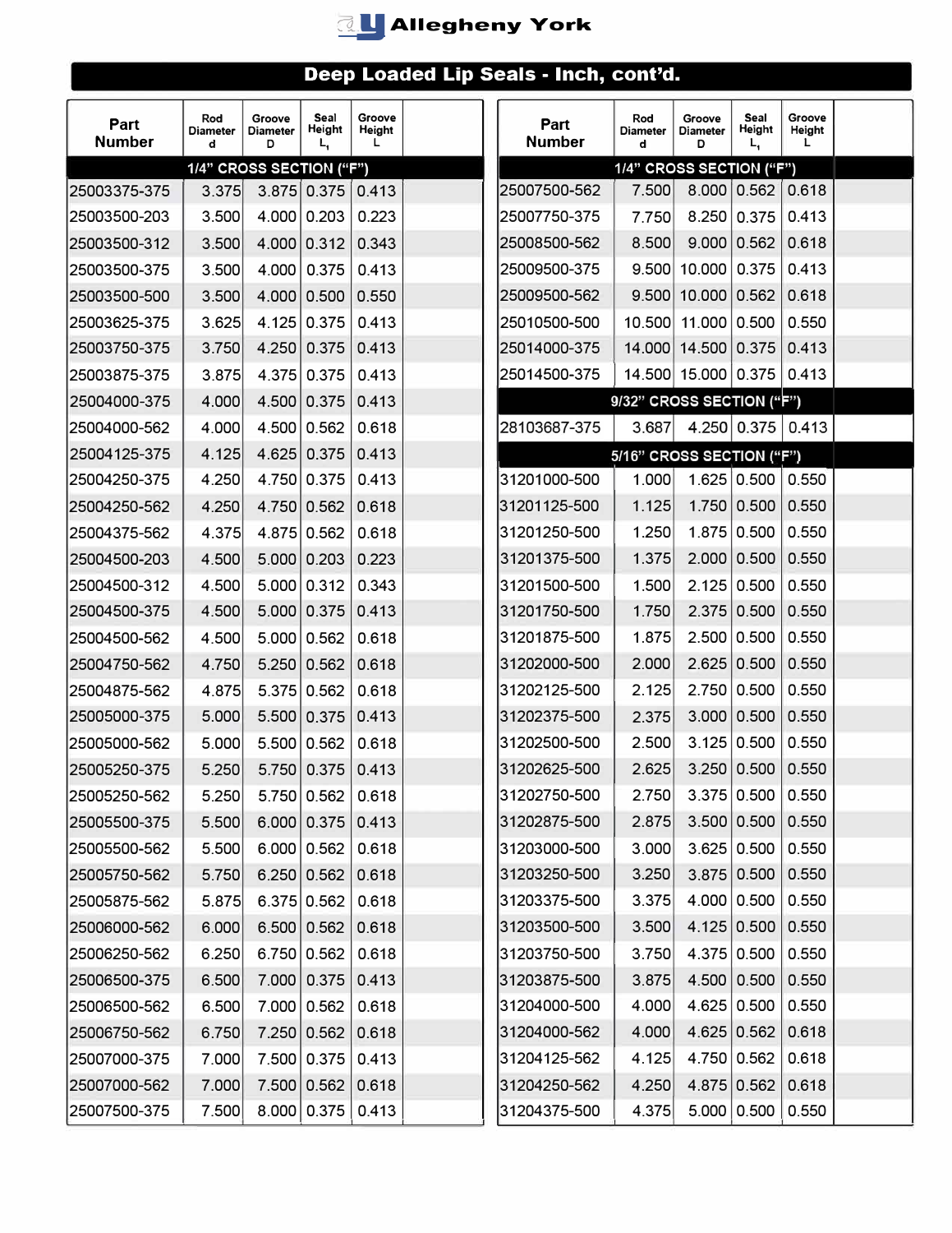# Allegheny York

## Deep Loaded Lip Seals - Inch, cont'd.

| Part Number | Rod Diameter d | Groove Diameter D | Seal Height $L_1$ | Groove Height L | |
|---|---|---|---|---|---|
| **1/4" CROSS SECTION ("F")** | | | | | |
| 25003375-375 | 3.375 | 3.875 | 0.375 | 0.413 | |
| 25003500-203 | 3.500 | 4.000 | 0.203 | 0.223 | |
| 25003500-312 | 3.500 | 4.000 | 0.312 | 0.343 | |
| 25003500-375 | 3.500 | 4.000 | 0.375 | 0.413 | |
| 25003500-500 | 3.500 | 4.000 | 0.500 | 0.550 | |
| 25003625-375 | 3.625 | 4.125 | 0.375 | 0.413 | |
| 25003750-375 | 3.750 | 4.250 | 0.375 | 0.413 | |
| 25003875-375 | 3.875 | 4.375 | 0.375 | 0.413 | |
| 25004000-375 | 4.000 | 4.500 | 0.375 | 0.413 | |
| 25004000-562 | 4.000 | 4.500 | 0.562 | 0.618 | |
| 25004125-375 | 4.125 | 4.625 | 0.375 | 0.413 | |
| 25004250-375 | 4.250 | 4.750 | 0.375 | 0.413 | |
| 25004250-562 | 4.250 | 4.750 | 0.562 | 0.618 | |
| 25004375-562 | 4.375 | 4.875 | 0.562 | 0.618 | |
| 25004500-203 | 4.500 | 5.000 | 0.203 | 0.223 | |
| 25004500-312 | 4.500 | 5.000 | 0.312 | 0.343 | |
| 25004500-375 | 4.500 | 5.000 | 0.375 | 0.413 | |
| 25004500-562 | 4.500 | 5.000 | 0.562 | 0.618 | |
| 25004750-562 | 4.750 | 5.250 | 0.562 | 0.618 | |
| 25004875-562 | 4.875 | 5.375 | 0.562 | 0.618 | |
| 25005000-375 | 5.000 | 5.500 | 0.375 | 0.413 | |
| 25005000-562 | 5.000 | 5.500 | 0.562 | 0.618 | |
| 25005250-375 | 5.250 | 5.750 | 0.375 | 0.413 | |
| 25005250-562 | 5.250 | 5.750 | 0.562 | 0.618 | |
| 25005500-375 | 5.500 | 6.000 | 0.375 | 0.413 | |
| 25005500-562 | 5.500 | 6.000 | 0.562 | 0.618 | |
| 25005750-562 | 5.750 | 6.250 | 0.562 | 0.618 | |
| 25005875-562 | 5.875 | 6.375 | 0.562 | 0.618 | |
| 25006000-562 | 6.000 | 6.500 | 0.562 | 0.618 | |
| 25006250-562 | 6.250 | 6.750 | 0.562 | 0.618 | |
| 25006500-375 | 6.500 | 7.000 | 0.375 | 0.413 | |
| 25006500-562 | 6.500 | 7.000 | 0.562 | 0.618 | |
| 25006750-562 | 6.750 | 7.250 | 0.562 | 0.618 | |
| 25007000-375 | 7.000 | 7.500 | 0.375 | 0.413 | |
| 25007000-562 | 7.000 | 7.500 | 0.562 | 0.618 | |
| 25007500-375 | 7.500 | 8.000 | 0.375 | 0.413 | |
| 25007500-562 | 7.500 | 8.000 | 0.562 | 0.618 | |
| 25007750-375 | 7.750 | 8.250 | 0.375 | 0.413 | |
| 25008500-562 | 8.500 | 9.000 | 0.562 | 0.618 | |
| 25009500-375 | 9.500 | 10.000 | 0.375 | 0.413 | |
| 25009500-562 | 9.500 | 10.000 | 0.562 | 0.618 | |
| 25010500-500 | 10.500 | 11.000 | 0.500 | 0.550 | |
| 25014000-375 | 14.000 | 14.500 | 0.375 | 0.413 | |
| 25014500-375 | 14.500 | 15.000 | 0.375 | 0.413 | |
| **9/32" CROSS SECTION ("F")** | | | | | |
| 28103687-375 | 3.687 | 4.250 | 0.375 | 0.413 | |
| **5/16" CROSS SECTION ("F")** | | | | | |
| 31201000-500 | 1.000 | 1.625 | 0.500 | 0.550 | |
| 31201125-500 | 1.125 | 1.750 | 0.500 | 0.550 | |
| 31201250-500 | 1.250 | 1.875 | 0.500 | 0.550 | |
| 31201375-500 | 1.375 | 2.000 | 0.500 | 0.550 | |
| 31201500-500 | 1.500 | 2.125 | 0.500 | 0.550 | |
| 31201750-500 | 1.750 | 2.375 | 0.500 | 0.550 | |
| 31201875-500 | 1.875 | 2.500 | 0.500 | 0.550 | |
| 31202000-500 | 2.000 | 2.625 | 0.500 | 0.550 | |
| 31202125-500 | 2.125 | 2.750 | 0.500 | 0.550 | |
| 31202375-500 | 2.375 | 3.000 | 0.500 | 0.550 | |
| 31202500-500 | 2.500 | 3.125 | 0.500 | 0.550 | |
| 31202625-500 | 2.625 | 3.250 | 0.500 | 0.550 | |
| 31202750-500 | 2.750 | 3.375 | 0.500 | 0.550 | |
| 31202875-500 | 2.875 | 3.500 | 0.500 | 0.550 | |
| 31203000-500 | 3.000 | 3.625 | 0.500 | 0.550 | |
| 31203250-500 | 3.250 | 3.875 | 0.500 | 0.550 | |
| 31203375-500 | 3.375 | 4.000 | 0.500 | 0.550 | |
| 31203500-500 | 3.500 | 4.125 | 0.500 | 0.550 | |
| 31203750-500 | 3.750 | 4.375 | 0.500 | 0.550 | |
| 31203875-500 | 3.875 | 4.500 | 0.500 | 0.550 | |
| 31204000-500 | 4.000 | 4.625 | 0.500 | 0.550 | |
| 31204000-562 | 4.000 | 4.625 | 0.562 | 0.618 | |
| 31204125-562 | 4.125 | 4.750 | 0.562 | 0.618 | |
| 31204250-562 | 4.250 | 4.875 | 0.562 | 0.618 | |
| 31204375-500 | 4.375 | 5.000 | 0.500 | 0.550 | |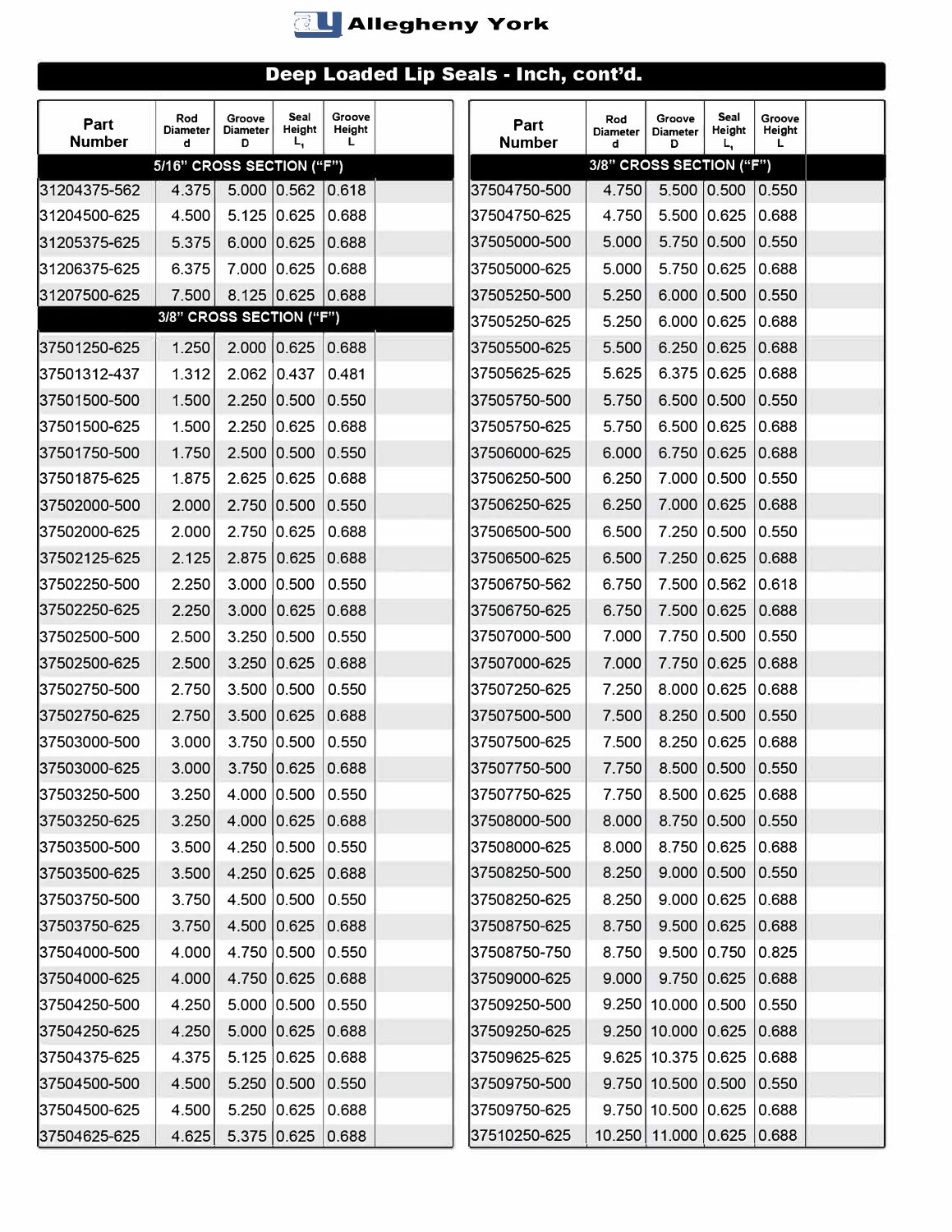Allegheny York

# Deep Loaded Lip Seals - Inch, cont'd.

| Part Number | Rod Diameter d | Groove Diameter D | Seal Height $L_1$ | Groove Height L |
|---|---|---|---|---|
| **5/16" CROSS SECTION ("F")** | | | | |
| 31204375-562 | 4.375 | 5.000 | 0.562 | 0.618 |
| 31204500-625 | 4.500 | 5.125 | 0.625 | 0.688 |
| 31205375-625 | 5.375 | 6.000 | 0.625 | 0.688 |
| 31206375-625 | 6.375 | 7.000 | 0.625 | 0.688 |
| 31207500-625 | 7.500 | 8.125 | 0.625 | 0.688 |
| **3/8" CROSS SECTION ("F")** | | | | |
| 37501250-625 | 1.250 | 2.000 | 0.625 | 0.688 |
| 37501312-437 | 1.312 | 2.062 | 0.437 | 0.481 |
| 37501500-500 | 1.500 | 2.250 | 0.500 | 0.550 |
| 37501500-625 | 1.500 | 2.250 | 0.625 | 0.688 |
| 37501750-500 | 1.750 | 2.500 | 0.500 | 0.550 |
| 37501875-625 | 1.875 | 2.625 | 0.625 | 0.688 |
| 37502000-500 | 2.000 | 2.750 | 0.500 | 0.550 |
| 37502000-625 | 2.000 | 2.750 | 0.625 | 0.688 |
| 37502125-625 | 2.125 | 2.875 | 0.625 | 0.688 |
| 37502250-500 | 2.250 | 3.000 | 0.500 | 0.550 |
| 37502250-625 | 2.250 | 3.000 | 0.625 | 0.688 |
| 37502500-500 | 2.500 | 3.250 | 0.500 | 0.550 |
| 37502500-625 | 2.500 | 3.250 | 0.625 | 0.688 |
| 37502750-500 | 2.750 | 3.500 | 0.500 | 0.550 |
| 37502750-625 | 2.750 | 3.500 | 0.625 | 0.688 |
| 37503000-500 | 3.000 | 3.750 | 0.500 | 0.550 |
| 37503000-625 | 3.000 | 3.750 | 0.625 | 0.688 |
| 37503250-500 | 3.250 | 4.000 | 0.500 | 0.550 |
| 37503250-625 | 3.250 | 4.000 | 0.625 | 0.688 |
| 37503500-500 | 3.500 | 4.250 | 0.500 | 0.550 |
| 37503500-625 | 3.500 | 4.250 | 0.625 | 0.688 |
| 37503750-500 | 3.750 | 4.500 | 0.500 | 0.550 |
| 37503750-625 | 3.750 | 4.500 | 0.625 | 0.688 |
| 37504000-500 | 4.000 | 4.750 | 0.500 | 0.550 |
| 37504000-625 | 4.000 | 4.750 | 0.625 | 0.688 |
| 37504250-500 | 4.250 | 5.000 | 0.500 | 0.550 |
| 37504250-625 | 4.250 | 5.000 | 0.625 | 0.688 |
| 37504375-625 | 4.375 | 5.125 | 0.625 | 0.688 |
| 37504500-500 | 4.500 | 5.250 | 0.500 | 0.550 |
| 37504500-625 | 4.500 | 5.250 | 0.625 | 0.688 |
| 37504625-625 | 4.625 | 5.375 | 0.625 | 0.688 |

| Part Number | Rod Diameter d | Groove Diameter D | Seal Height $L_1$ | Groove Height L |
|---|---|---|---|---|
| **3/8" CROSS SECTION ("F")** | | | | |
| 37504750-500 | 4.750 | 5.500 | 0.500 | 0.550 |
| 37504750-625 | 4.750 | 5.500 | 0.625 | 0.688 |
| 37505000-500 | 5.000 | 5.750 | 0.500 | 0.550 |
| 37505000-625 | 5.000 | 5.750 | 0.625 | 0.688 |
| 37505250-500 | 5.250 | 6.000 | 0.500 | 0.550 |
| 37505250-625 | 5.250 | 6.000 | 0.625 | 0.688 |
| 37505500-625 | 5.500 | 6.250 | 0.625 | 0.688 |
| 37505625-625 | 5.625 | 6.375 | 0.625 | 0.688 |
| 37505750-500 | 5.750 | 6.500 | 0.500 | 0.550 |
| 37505750-625 | 5.750 | 6.500 | 0.625 | 0.688 |
| 37506000-625 | 6.000 | 6.750 | 0.625 | 0.688 |
| 37506250-500 | 6.250 | 7.000 | 0.500 | 0.550 |
| 37506250-625 | 6.250 | 7.000 | 0.625 | 0.688 |
| 37506500-500 | 6.500 | 7.250 | 0.500 | 0.550 |
| 37506500-625 | 6.500 | 7.250 | 0.625 | 0.688 |
| 37506750-562 | 6.750 | 7.500 | 0.562 | 0.618 |
| 37506750-625 | 6.750 | 7.500 | 0.625 | 0.688 |
| 37507000-500 | 7.000 | 7.750 | 0.500 | 0.550 |
| 37507000-625 | 7.000 | 7.750 | 0.625 | 0.688 |
| 37507250-625 | 7.250 | 8.000 | 0.625 | 0.688 |
| 37507500-500 | 7.500 | 8.250 | 0.500 | 0.550 |
| 37507500-625 | 7.500 | 8.250 | 0.625 | 0.688 |
| 37507750-500 | 7.750 | 8.500 | 0.500 | 0.550 |
| 37507750-625 | 7.750 | 8.500 | 0.625 | 0.688 |
| 37508000-500 | 8.000 | 8.750 | 0.500 | 0.550 |
| 37508000-625 | 8.000 | 8.750 | 0.625 | 0.688 |
| 37508250-500 | 8.250 | 9.000 | 0.500 | 0.550 |
| 37508250-625 | 8.250 | 9.000 | 0.625 | 0.688 |
| 37508750-625 | 8.750 | 9.500 | 0.625 | 0.688 |
| 37508750-750 | 8.750 | 9.500 | 0.750 | 0.825 |
| 37509000-625 | 9.000 | 9.750 | 0.625 | 0.688 |
| 37509250-500 | 9.250 | 10.000 | 0.500 | 0.550 |
| 37509250-625 | 9.250 | 10.000 | 0.625 | 0.688 |
| 37509625-625 | 9.625 | 10.375 | 0.625 | 0.688 |
| 37509750-500 | 9.750 | 10.500 | 0.500 | 0.550 |
| 37509750-625 | 9.750 | 10.500 | 0.625 | 0.688 |
| 37510250-625 | 10.250 | 11.000 | 0.625 | 0.688 |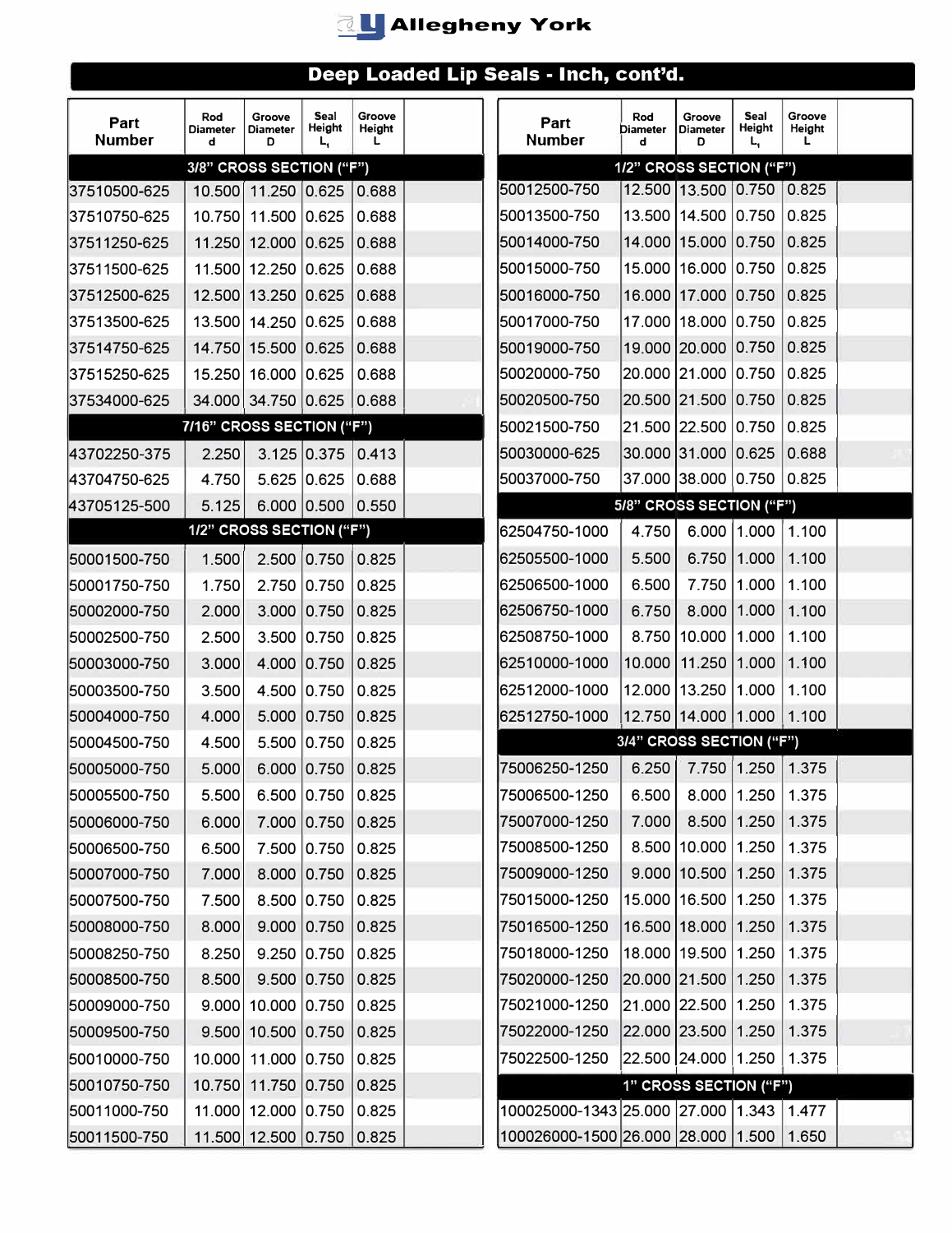Allegheny York

## Deep Loaded Lip Seals - Inch, cont'd.

| Part Number | Rod Diameter d | Groove Diameter D | Seal Height $L_1$ | Groove Height L |
|---|---|---|---|---|
| **3/8" CROSS SECTION ("F")** | | | | |
| 37510500-625 | 10.500 | 11.250 | 0.625 | 0.688 |
| 37510750-625 | 10.750 | 11.500 | 0.625 | 0.688 |
| 37511250-625 | 11.250 | 12.000 | 0.625 | 0.688 |
| 37511500-625 | 11.500 | 12.250 | 0.625 | 0.688 |
| 37512500-625 | 12.500 | 13.250 | 0.625 | 0.688 |
| 37513500-625 | 13.500 | 14.250 | 0.625 | 0.688 |
| 37514750-625 | 14.750 | 15.500 | 0.625 | 0.688 |
| 37515250-625 | 15.250 | 16.000 | 0.625 | 0.688 |
| 37534000-625 | 34.000 | 34.750 | 0.625 | 0.688 |
| **7/16" CROSS SECTION ("F")** | | | | |
| 43702250-375 | 2.250 | 3.125 | 0.375 | 0.413 |
| 43704750-625 | 4.750 | 5.625 | 0.625 | 0.688 |
| 43705125-500 | 5.125 | 6.000 | 0.500 | 0.550 |
| **1/2" CROSS SECTION ("F")** | | | | |
| 50001500-750 | 1.500 | 2.500 | 0.750 | 0.825 |
| 50001750-750 | 1.750 | 2.750 | 0.750 | 0.825 |
| 50002000-750 | 2.000 | 3.000 | 0.750 | 0.825 |
| 50002500-750 | 2.500 | 3.500 | 0.750 | 0.825 |
| 50003000-750 | 3.000 | 4.000 | 0.750 | 0.825 |
| 50003500-750 | 3.500 | 4.500 | 0.750 | 0.825 |
| 50004000-750 | 4.000 | 5.000 | 0.750 | 0.825 |
| 50004500-750 | 4.500 | 5.500 | 0.750 | 0.825 |
| 50005000-750 | 5.000 | 6.000 | 0.750 | 0.825 |
| 50005500-750 | 5.500 | 6.500 | 0.750 | 0.825 |
| 50006000-750 | 6.000 | 7.000 | 0.750 | 0.825 |
| 50006500-750 | 6.500 | 7.500 | 0.750 | 0.825 |
| 50007000-750 | 7.000 | 8.000 | 0.750 | 0.825 |
| 50007500-750 | 7.500 | 8.500 | 0.750 | 0.825 |
| 50008000-750 | 8.000 | 9.000 | 0.750 | 0.825 |
| 50008250-750 | 8.250 | 9.250 | 0.750 | 0.825 |
| 50008500-750 | 8.500 | 9.500 | 0.750 | 0.825 |
| 50009000-750 | 9.000 | 10.000 | 0.750 | 0.825 |
| 50009500-750 | 9.500 | 10.500 | 0.750 | 0.825 |
| 50010000-750 | 10.000 | 11.000 | 0.750 | 0.825 |
| 50010750-750 | 10.750 | 11.750 | 0.750 | 0.825 |
| 50011000-750 | 11.000 | 12.000 | 0.750 | 0.825 |
| 50011500-750 | 11.500 | 12.500 | 0.750 | 0.825 |

| Part Number | Rod Diameter d | Groove Diameter D | Seal Height $L_1$ | Groove Height L |
|---|---|---|---|---|
| **1/2" CROSS SECTION ("F")** | | | | |
| 50012500-750 | 12.500 | 13.500 | 0.750 | 0.825 |
| 50013500-750 | 13.500 | 14.500 | 0.750 | 0.825 |
| 50014000-750 | 14.000 | 15.000 | 0.750 | 0.825 |
| 50015000-750 | 15.000 | 16.000 | 0.750 | 0.825 |
| 50016000-750 | 16.000 | 17.000 | 0.750 | 0.825 |
| 50017000-750 | 17.000 | 18.000 | 0.750 | 0.825 |
| 50019000-750 | 19.000 | 20.000 | 0.750 | 0.825 |
| 50020000-750 | 20.000 | 21.000 | 0.750 | 0.825 |
| 50020500-750 | 20.500 | 21.500 | 0.750 | 0.825 |
| 50021500-750 | 21.500 | 22.500 | 0.750 | 0.825 |
| 50030000-625 | 30.000 | 31.000 | 0.625 | 0.688 |
| 50037000-750 | 37.000 | 38.000 | 0.750 | 0.825 |
| **5/8" CROSS SECTION ("F")** | | | | |
| 62504750-1000 | 4.750 | 6.000 | 1.000 | 1.100 |
| 62505500-1000 | 5.500 | 6.750 | 1.000 | 1.100 |
| 62506500-1000 | 6.500 | 7.750 | 1.000 | 1.100 |
| 62506750-1000 | 6.750 | 8.000 | 1.000 | 1.100 |
| 62508750-1000 | 8.750 | 10.000 | 1.000 | 1.100 |
| 62510000-1000 | 10.000 | 11.250 | 1.000 | 1.100 |
| 62512000-1000 | 12.000 | 13.250 | 1.000 | 1.100 |
| 62512750-1000 | 12.750 | 14.000 | 1.000 | 1.100 |
| **3/4" CROSS SECTION ("F")** | | | | |
| 75006250-1250 | 6.250 | 7.750 | 1.250 | 1.375 |
| 75006500-1250 | 6.500 | 8.000 | 1.250 | 1.375 |
| 75007000-1250 | 7.000 | 8.500 | 1.250 | 1.375 |
| 75008500-1250 | 8.500 | 10.000 | 1.250 | 1.375 |
| 75009000-1250 | 9.000 | 10.500 | 1.250 | 1.375 |
| 75015000-1250 | 15.000 | 16.500 | 1.250 | 1.375 |
| 75016500-1250 | 16.500 | 18.000 | 1.250 | 1.375 |
| 75018000-1250 | 18.000 | 19.500 | 1.250 | 1.375 |
| 75020000-1250 | 20.000 | 21.500 | 1.250 | 1.375 |
| 75021000-1250 | 21.000 | 22.500 | 1.250 | 1.375 |
| 75022000-1250 | 22.000 | 23.500 | 1.250 | 1.375 |
| 75022500-1250 | 22.500 | 24.000 | 1.250 | 1.375 |
| **1" CROSS SECTION ("F")** | | | | |
| 100025000-1343 | 25.000 | 27.000 | 1.343 | 1.477 |
| 100026000-1500 | 26.000 | 28.000 | 1.500 | 1.650 |